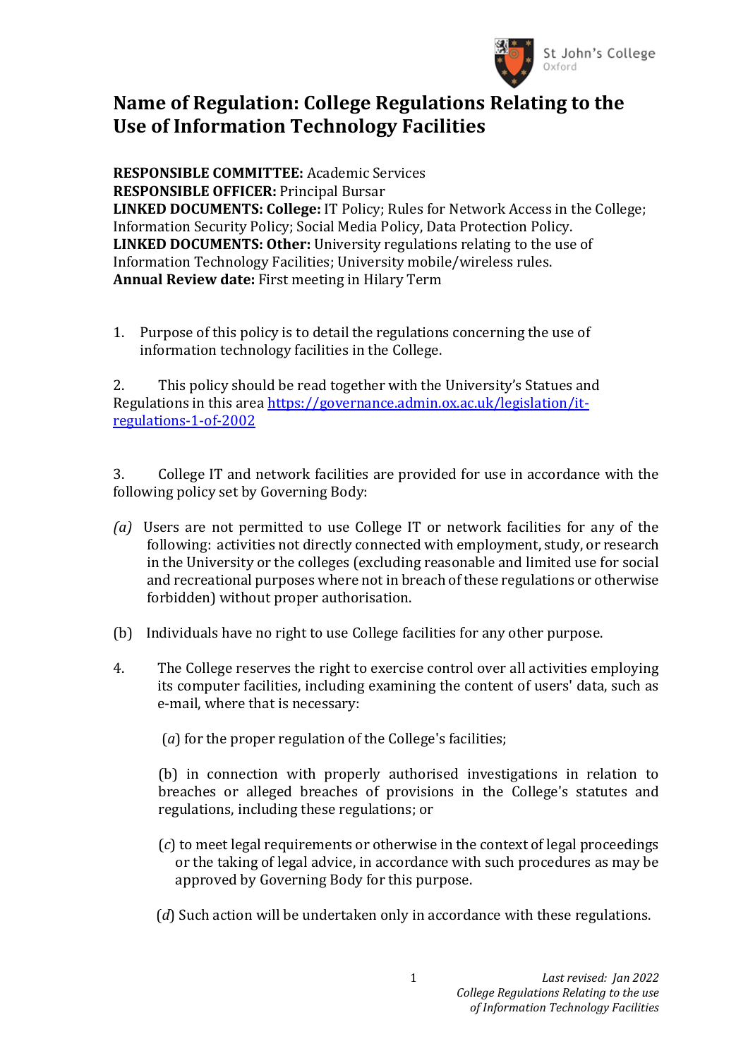# Name of Regulation: College Regulations Relating to the Use of Information Technology Facilities

**RESPONSIBLE COMMITTEE:** Academic Services
**RESPONSIBLE OFFICER:** Principal Bursar
**LINKED DOCUMENTS: College:** IT Policy; Rules for Network Access in the College; Information Security Policy; Social Media Policy, Data Protection Policy.
**LINKED DOCUMENTS: Other:** University regulations relating to the use of Information Technology Facilities; University mobile/wireless rules.
**Annual Review date:** First meeting in Hilary Term

1. Purpose of this policy is to detail the regulations concerning the use of information technology facilities in the College.

2. This policy should be read together with the University's Statues and Regulations in this area [https://governance.admin.ox.ac.uk/legislation/it-regulations-1-of-2002](https://governance.admin.ox.ac.uk/legislation/it-regulations-1-of-2002)

3. College IT and network facilities are provided for use in accordance with the following policy set by Governing Body:

*(a)* Users are not permitted to use College IT or network facilities for any of the following: activities not directly connected with employment, study, or research in the University or the colleges (excluding reasonable and limited use for social and recreational purposes where not in breach of these regulations or otherwise forbidden) without proper authorisation.

(b) Individuals have no right to use College facilities for any other purpose.

4. The College reserves the right to exercise control over all activities employing its computer facilities, including examining the content of users' data, such as e-mail, where that is necessary:

   (*a*) for the proper regulation of the College's facilities;

   (b) in connection with properly authorised investigations in relation to breaches or alleged breaches of provisions in the College's statutes and regulations, including these regulations; or

   (*c*) to meet legal requirements or otherwise in the context of legal proceedings or the taking of legal advice, in accordance with such procedures as may be approved by Governing Body for this purpose.

   (*d*) Such action will be undertaken only in accordance with these regulations.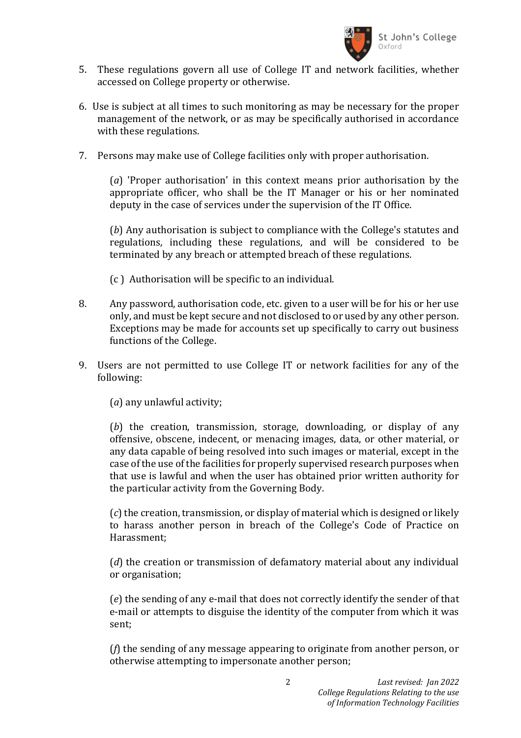5. These regulations govern all use of College IT and network facilities, whether accessed on College property or otherwise.

6. Use is subject at all times to such monitoring as may be necessary for the proper management of the network, or as may be specifically authorised in accordance with these regulations.

7. Persons may make use of College facilities only with proper authorisation.

   (*a*) 'Proper authorisation' in this context means prior authorisation by the appropriate officer, who shall be the IT Manager or his or her nominated deputy in the case of services under the supervision of the IT Office.

   (*b*) Any authorisation is subject to compliance with the College's statutes and regulations, including these regulations, and will be considered to be terminated by any breach or attempted breach of these regulations.

   (c ) Authorisation will be specific to an individual.

8. Any password, authorisation code, etc. given to a user will be for his or her use only, and must be kept secure and not disclosed to or used by any other person. Exceptions may be made for accounts set up specifically to carry out business functions of the College.

9. Users are not permitted to use College IT or network facilities for any of the following:

   (*a*) any unlawful activity;

   (*b*) the creation, transmission, storage, downloading, or display of any offensive, obscene, indecent, or menacing images, data, or other material, or any data capable of being resolved into such images or material, except in the case of the use of the facilities for properly supervised research purposes when that use is lawful and when the user has obtained prior written authority for the particular activity from the Governing Body.

   (*c*) the creation, transmission, or display of material which is designed or likely to harass another person in breach of the College's Code of Practice on Harassment;

   (*d*) the creation or transmission of defamatory material about any individual or organisation;

   (*e*) the sending of any e-mail that does not correctly identify the sender of that e-mail or attempts to disguise the identity of the computer from which it was sent;

   (*f*) the sending of any message appearing to originate from another person, or otherwise attempting to impersonate another person;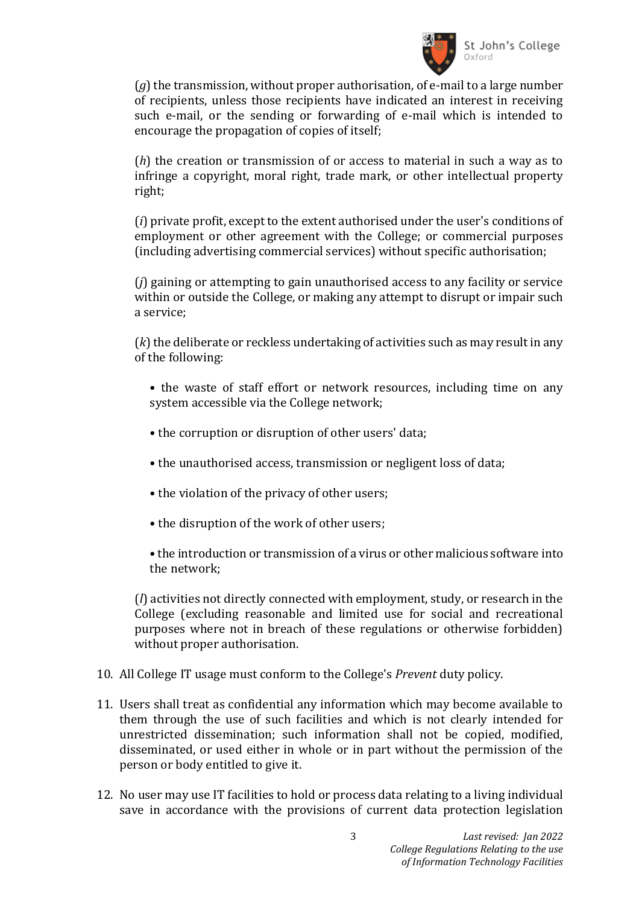(*g*) the transmission, without proper authorisation, of e-mail to a large number of recipients, unless those recipients have indicated an interest in receiving such e-mail, or the sending or forwarding of e-mail which is intended to encourage the propagation of copies of itself;

(*h*) the creation or transmission of or access to material in such a way as to infringe a copyright, moral right, trade mark, or other intellectual property right;

(*i*) private profit, except to the extent authorised under the user's conditions of employment or other agreement with the College; or commercial purposes (including advertising commercial services) without specific authorisation;

(*j*) gaining or attempting to gain unauthorised access to any facility or service within or outside the College, or making any attempt to disrupt or impair such a service;

(*k*) the deliberate or reckless undertaking of activities such as may result in any of the following:

- the waste of staff effort or network resources, including time on any system accessible via the College network;
- the corruption or disruption of other users' data;
- the unauthorised access, transmission or negligent loss of data;
- the violation of the privacy of other users;
- the disruption of the work of other users;
- the introduction or transmission of a virus or other malicious software into the network;

(*l*) activities not directly connected with employment, study, or research in the College (excluding reasonable and limited use for social and recreational purposes where not in breach of these regulations or otherwise forbidden) without proper authorisation.

10. All College IT usage must conform to the College's *Prevent* duty policy.

11. Users shall treat as confidential any information which may become available to them through the use of such facilities and which is not clearly intended for unrestricted dissemination; such information shall not be copied, modified, disseminated, or used either in whole or in part without the permission of the person or body entitled to give it.

12. No user may use IT facilities to hold or process data relating to a living individual save in accordance with the provisions of current data protection legislation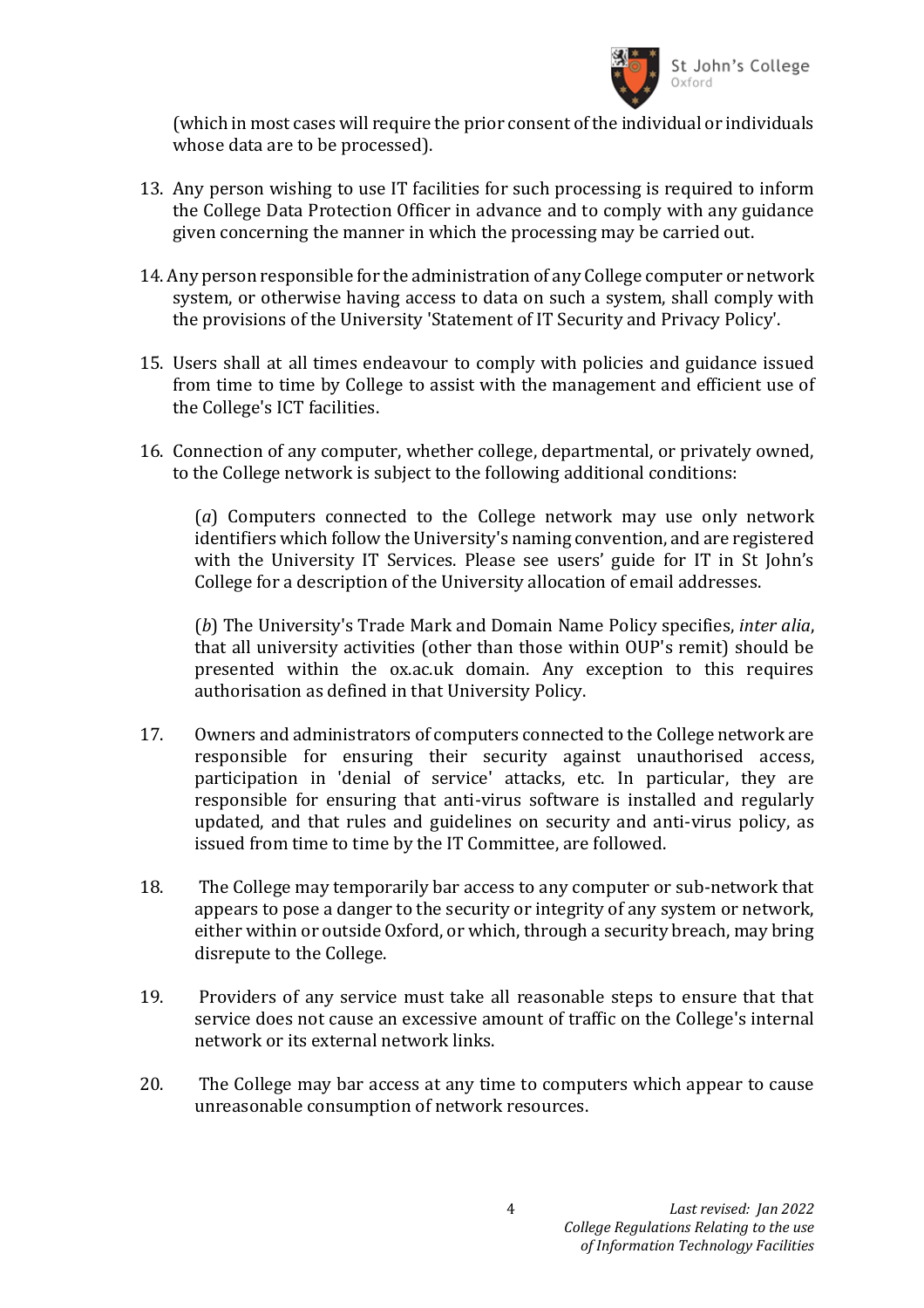(which in most cases will require the prior consent of the individual or individuals whose data are to be processed).

13. Any person wishing to use IT facilities for such processing is required to inform the College Data Protection Officer in advance and to comply with any guidance given concerning the manner in which the processing may be carried out.

14. Any person responsible for the administration of any College computer or network system, or otherwise having access to data on such a system, shall comply with the provisions of the University 'Statement of IT Security and Privacy Policy'.

15. Users shall at all times endeavour to comply with policies and guidance issued from time to time by College to assist with the management and efficient use of the College's ICT facilities.

16. Connection of any computer, whether college, departmental, or privately owned, to the College network is subject to the following additional conditions:

    (*a*) Computers connected to the College network may use only network identifiers which follow the University's naming convention, and are registered with the University IT Services. Please see users' guide for IT in St John's College for a description of the University allocation of email addresses.

    (*b*) The University's Trade Mark and Domain Name Policy specifies, *inter alia*, that all university activities (other than those within OUP's remit) should be presented within the ox.ac.uk domain. Any exception to this requires authorisation as defined in that University Policy.

17. Owners and administrators of computers connected to the College network are responsible for ensuring their security against unauthorised access, participation in 'denial of service' attacks, etc. In particular, they are responsible for ensuring that anti-virus software is installed and regularly updated, and that rules and guidelines on security and anti-virus policy, as issued from time to time by the IT Committee, are followed.

18. The College may temporarily bar access to any computer or sub-network that appears to pose a danger to the security or integrity of any system or network, either within or outside Oxford, or which, through a security breach, may bring disrepute to the College.

19. Providers of any service must take all reasonable steps to ensure that that service does not cause an excessive amount of traffic on the College's internal network or its external network links.

20. The College may bar access at any time to computers which appear to cause unreasonable consumption of network resources.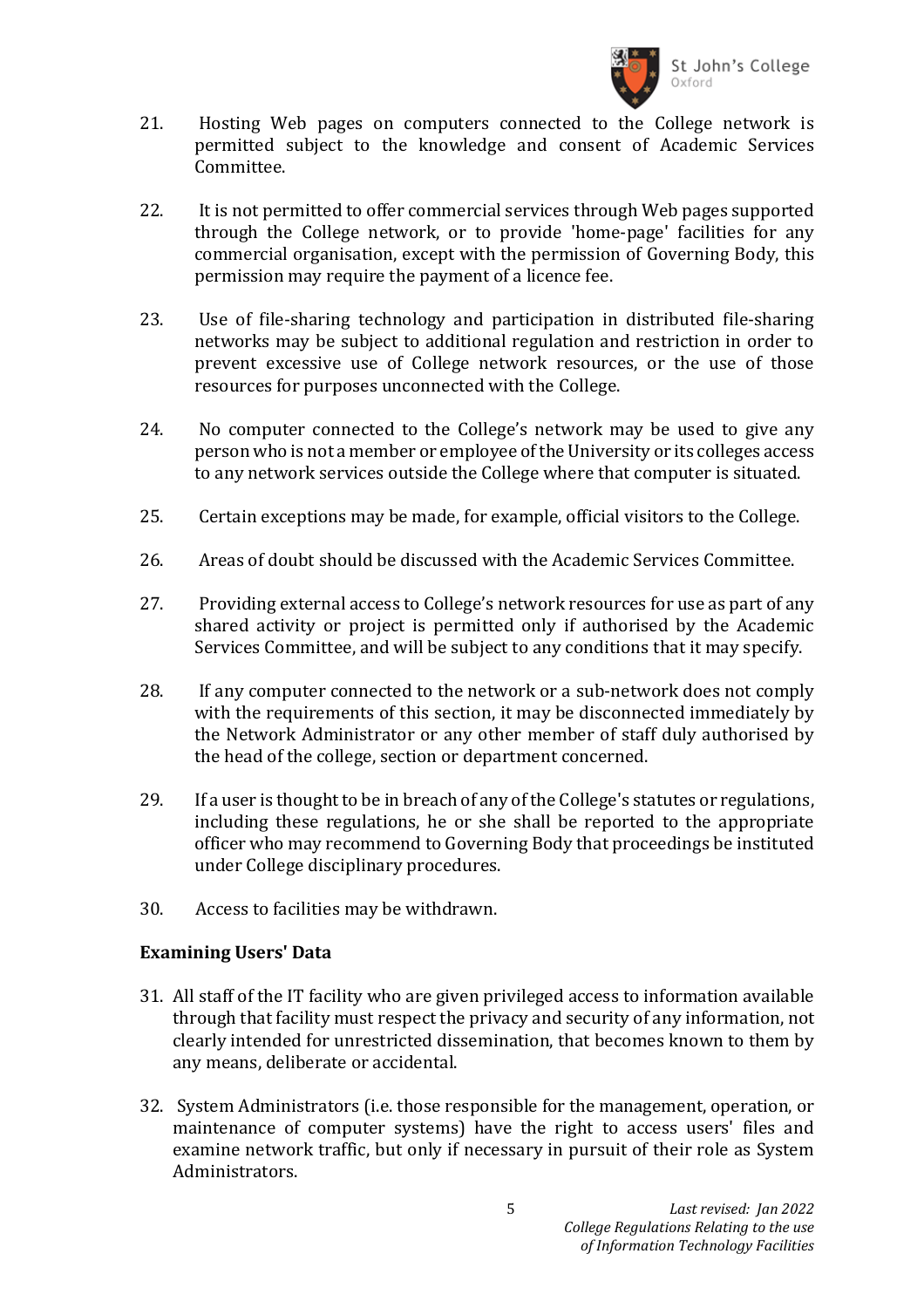21. Hosting Web pages on computers connected to the College network is permitted subject to the knowledge and consent of Academic Services Committee.

22. It is not permitted to offer commercial services through Web pages supported through the College network, or to provide 'home-page' facilities for any commercial organisation, except with the permission of Governing Body, this permission may require the payment of a licence fee.

23. Use of file-sharing technology and participation in distributed file-sharing networks may be subject to additional regulation and restriction in order to prevent excessive use of College network resources, or the use of those resources for purposes unconnected with the College.

24. No computer connected to the College's network may be used to give any person who is not a member or employee of the University or its colleges access to any network services outside the College where that computer is situated.

25. Certain exceptions may be made, for example, official visitors to the College.

26. Areas of doubt should be discussed with the Academic Services Committee.

27. Providing external access to College's network resources for use as part of any shared activity or project is permitted only if authorised by the Academic Services Committee, and will be subject to any conditions that it may specify.

28. If any computer connected to the network or a sub-network does not comply with the requirements of this section, it may be disconnected immediately by the Network Administrator or any other member of staff duly authorised by the head of the college, section or department concerned.

29. If a user is thought to be in breach of any of the College's statutes or regulations, including these regulations, he or she shall be reported to the appropriate officer who may recommend to Governing Body that proceedings be instituted under College disciplinary procedures.

30. Access to facilities may be withdrawn.

**Examining Users' Data**

31. All staff of the IT facility who are given privileged access to information available through that facility must respect the privacy and security of any information, not clearly intended for unrestricted dissemination, that becomes known to them by any means, deliberate or accidental.

32. System Administrators (i.e. those responsible for the management, operation, or maintenance of computer systems) have the right to access users' files and examine network traffic, but only if necessary in pursuit of their role as System Administrators.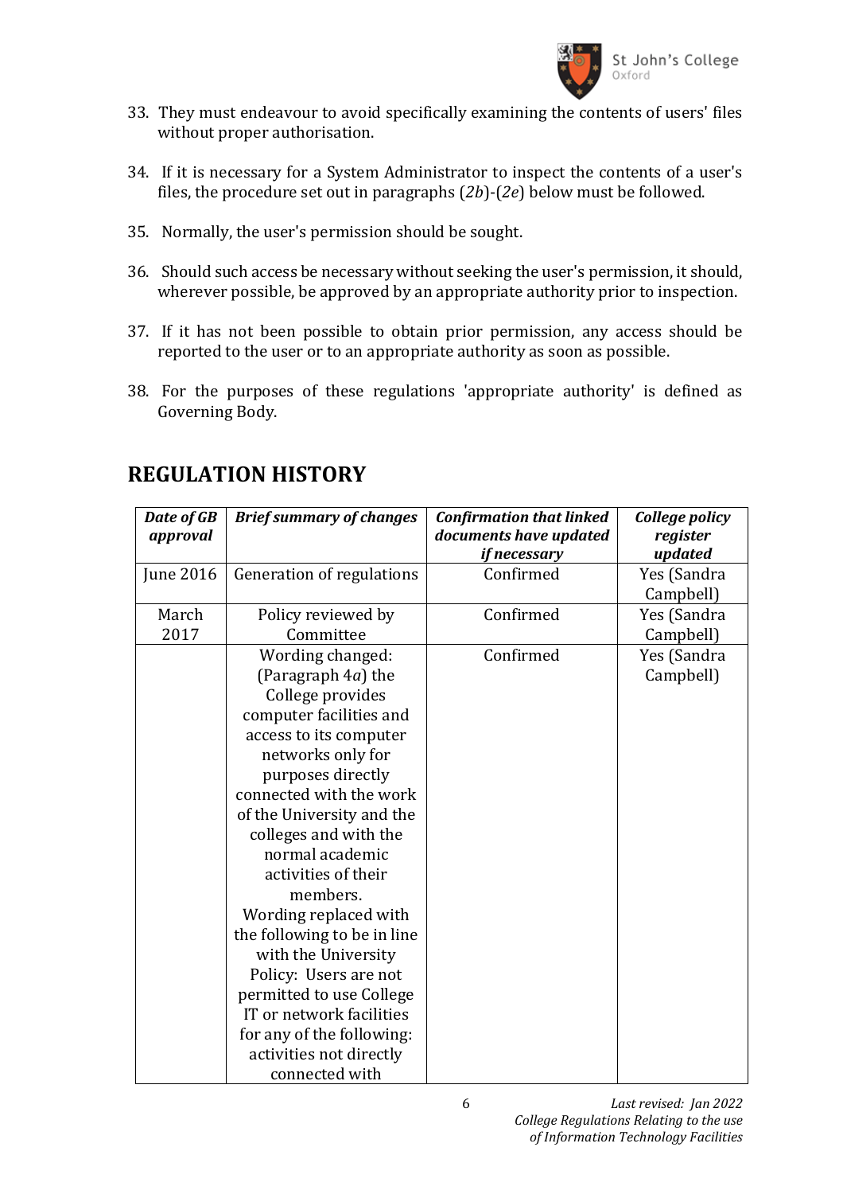33. They must endeavour to avoid specifically examining the contents of users' files without proper authorisation.

34. If it is necessary for a System Administrator to inspect the contents of a user's files, the procedure set out in paragraphs (*2b*)-(*2e*) below must be followed.

35. Normally, the user's permission should be sought.

36. Should such access be necessary without seeking the user's permission, it should, wherever possible, be approved by an appropriate authority prior to inspection.

37. If it has not been possible to obtain prior permission, any access should be reported to the user or to an appropriate authority as soon as possible.

38. For the purposes of these regulations 'appropriate authority' is defined as Governing Body.

## REGULATION HISTORY

| *Date of GB approval* | *Brief summary of changes* | *Confirmation that linked documents have updated if necessary* | *College policy register updated* |
|---|---|---|---|
| June 2016 | Generation of regulations | Confirmed | Yes (Sandra Campbell) |
| March 2017 | Policy reviewed by Committee | Confirmed | Yes (Sandra Campbell) |
| | Wording changed: (Paragraph 4*a*) the College provides computer facilities and access to its computer networks only for purposes directly connected with the work of the University and the colleges and with the normal academic activities of their members. Wording replaced with the following to be in line with the University Policy: Users are not permitted to use College IT or network facilities for any of the following: activities not directly connected with | Confirmed | Yes (Sandra Campbell) |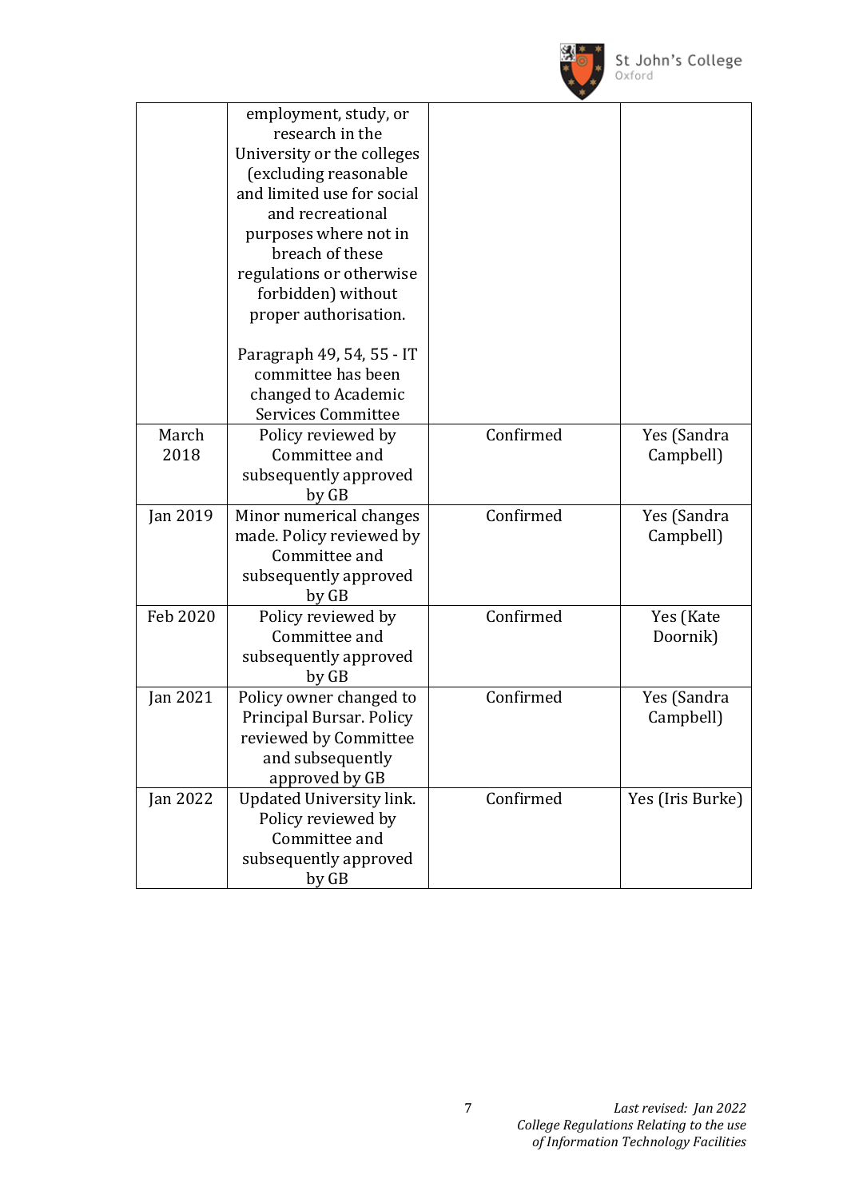| | | | |
|---|---|---|---|
| | employment, study, or research in the University or the colleges (excluding reasonable and limited use for social and recreational purposes where not in breach of these regulations or otherwise forbidden) without proper authorisation.<br><br>Paragraph 49, 54, 55 - IT committee has been changed to Academic Services Committee | | |
| March 2018 | Policy reviewed by Committee and subsequently approved by GB | Confirmed | Yes (Sandra Campbell) |
| Jan 2019 | Minor numerical changes made. Policy reviewed by Committee and subsequently approved by GB | Confirmed | Yes (Sandra Campbell) |
| Feb 2020 | Policy reviewed by Committee and subsequently approved by GB | Confirmed | Yes (Kate Doornik) |
| Jan 2021 | Policy owner changed to Principal Bursar. Policy reviewed by Committee and subsequently approved by GB | Confirmed | Yes (Sandra Campbell) |
| Jan 2022 | Updated University link. Policy reviewed by Committee and subsequently approved by GB | Confirmed | Yes (Iris Burke) |